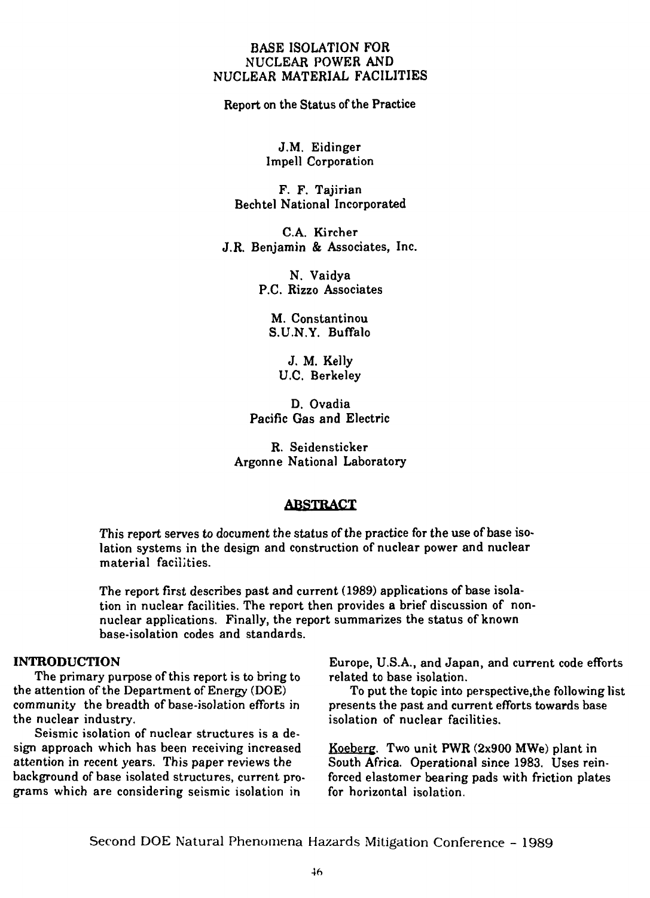# BASE ISOLATION FOR NUCLEAR POWER AND NUCLEAR MATERIAL FACILITIES

Report on the Status of the Practice

J.M. Eidinger
Impell Corporation

F. F. Tajirian
Bechtel National Incorporated

C.A. Kircher
J.R. Benjamin & Associates, Inc.

N. Vaidya
P.C. Rizzo Associates

M. Constantinou
S.U.N.Y. Buffalo

J. M. Kelly
U.C. Berkeley

D. Ovadia
Pacific Gas and Electric

R. Seidensticker
Argonne National Laboratory

## ABSTRACT

*This report serves to document the status of the practice for the use of base isolation systems in the design and construction of nuclear power and nuclear material facilities.*

*The report first describes past and current (1989) applications of base isolation in nuclear facilities. The report then provides a brief discussion of non-nuclear applications. Finally, the report summarizes the status of known base-isolation codes and standards.*

## INTRODUCTION

The primary purpose of this report is to bring to the attention of the Department of Energy (DOE) community the breadth of base-isolation efforts in the nuclear industry.

Seismic isolation of nuclear structures is a design approach which has been receiving increased attention in recent years. This paper reviews the background of base isolated structures, current programs which are considering seismic isolation in Europe, U.S.A., and Japan, and current code efforts related to base isolation.

To put the topic into perspective, the following list presents the past and current efforts towards base isolation of nuclear facilities.

Koeberg. Two unit PWR (2x900 MWe) plant in South Africa. Operational since 1983. Uses reinforced elastomer bearing pads with friction plates for horizontal isolation.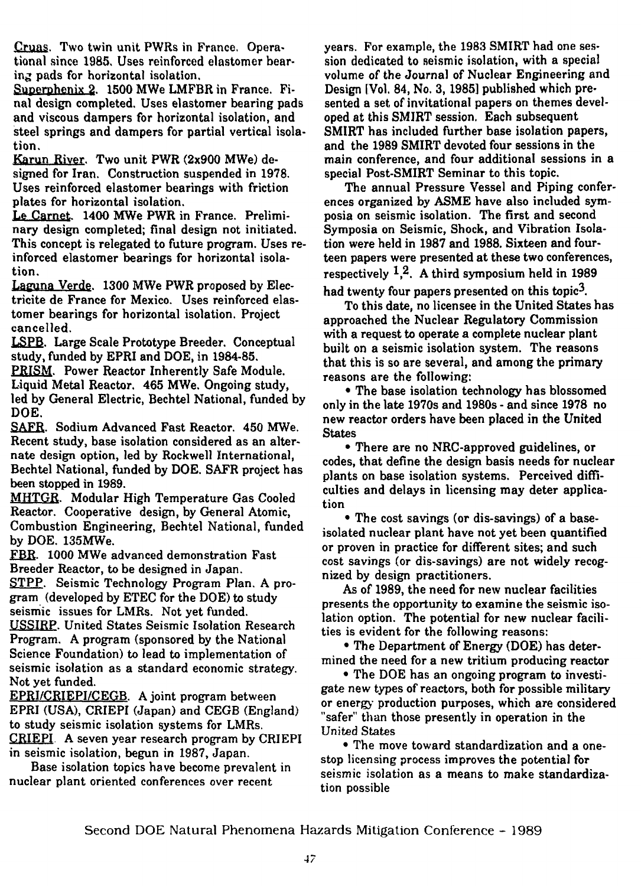Cruas. Two twin unit PWRs in France. Operational since 1985. Uses reinforced elastomer bearing pads for horizontal isolation.

Superphenix 2. 1500 MWe LMFBR in France. Final design completed. Uses elastomer bearing pads and viscous dampers for horizontal isolation, and steel springs and dampers for partial vertical isolation.

Karun River. Two unit PWR (2x900 MWe) designed for Iran. Construction suspended in 1978. Uses reinforced elastomer bearings with friction plates for horizontal isolation.

Le Carnet. 1400 MWe PWR in France. Preliminary design completed; final design not initiated. This concept is relegated to future program. Uses reinforced elastomer bearings for horizontal isolation.

Laguna Verde. 1300 MWe PWR proposed by Electricite de France for Mexico. Uses reinforced elastomer bearings for horizontal isolation. Project cancelled.

LSPB. Large Scale Prototype Breeder. Conceptual study, funded by EPRI and DOE, in 1984-85.

PRISM. Power Reactor Inherently Safe Module. Liquid Metal Reactor. 465 MWe. Ongoing study, led by General Electric, Bechtel National, funded by DOE.

SAFR. Sodium Advanced Fast Reactor. 450 MWe. Recent study, base isolation considered as an alternate design option, led by Rockwell International, Bechtel National, funded by DOE. SAFR project has been stopped in 1989.

MHTGR. Modular High Temperature Gas Cooled Reactor. Cooperative design, by General Atomic, Combustion Engineering, Bechtel National, funded by DOE. 135MWe.

FBR. 1000 MWe advanced demonstration Fast Breeder Reactor, to be designed in Japan.

STPP. Seismic Technology Program Plan. A program (developed by ETEC for the DOE) to study seismic issues for LMRs. Not yet funded.

USSIRP. United States Seismic Isolation Research Program. A program (sponsored by the National Science Foundation) to lead to implementation of seismic isolation as a standard economic strategy. Not yet funded.

EPRI/CRIEPI/CEGB. A joint program between EPRI (USA), CRIEPI (Japan) and CEGB (England) to study seismic isolation systems for LMRs.

CRIEPI. A seven year research program by CRIEPI in seismic isolation, begun in 1987, Japan.

Base isolation topics have become prevalent in nuclear plant oriented conferences over recent years. For example, the 1983 SMIRT had one session dedicated to seismic isolation, with a special volume of the Journal of Nuclear Engineering and Design [Vol. 84, No. 3, 1985] published which presented a set of invitational papers on themes developed at this SMIRT session. Each subsequent SMIRT has included further base isolation papers, and the 1989 SMIRT devoted four sessions in the main conference, and four additional sessions in a special Post-SMIRT Seminar to this topic.

The annual Pressure Vessel and Piping conferences organized by ASME have also included symposia on seismic isolation. The first and second Symposia on Seismic, Shock, and Vibration Isolation were held in 1987 and 1988. Sixteen and fourteen papers were presented at these two conferences, respectively [1,2]. A third symposium held in 1989 had twenty four papers presented on this topic[3].

To this date, no licensee in the United States has approached the Nuclear Regulatory Commission with a request to operate a complete nuclear plant built on a seismic isolation system. The reasons that this is so are several, and among the primary reasons are the following:

- The base isolation technology has blossomed only in the late 1970s and 1980s - and since 1978 no new reactor orders have been placed in the United States
- There are no NRC-approved guidelines, or codes, that define the design basis needs for nuclear plants on base isolation systems. Perceived difficulties and delays in licensing may deter application
- The cost savings (or dis-savings) of a base-isolated nuclear plant have not yet been quantified or proven in practice for different sites; and such cost savings (or dis-savings) are not widely recognized by design practitioners.

As of 1989, the need for new nuclear facilities presents the opportunity to examine the seismic isolation option. The potential for new nuclear facilities is evident for the following reasons:

- The Department of Energy (DOE) has determined the need for a new tritium producing reactor
- The DOE has an ongoing program to investigate new types of reactors, both for possible military or energy production purposes, which are considered "safer" than those presently in operation in the United States
- The move toward standardization and a one-stop licensing process improves the potential for seismic isolation as a means to make standardization possible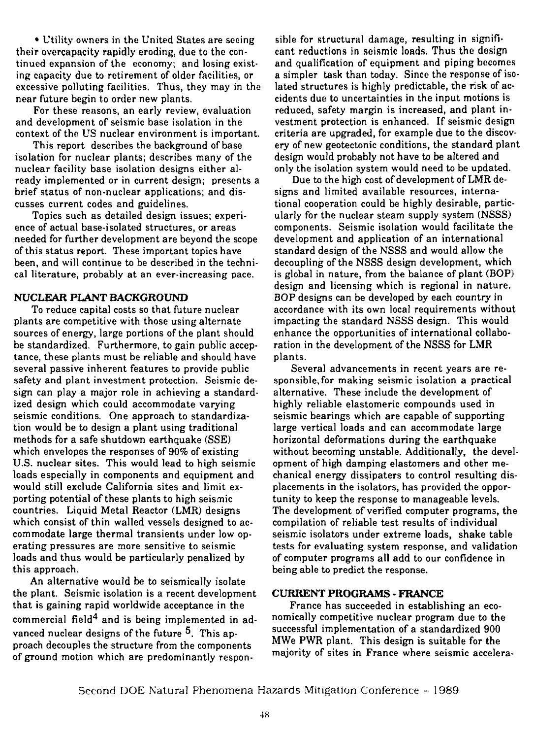- Utility owners in the United States are seeing their overcapacity rapidly eroding, due to the continued expansion of the economy; and losing existing capacity due to retirement of older facilities, or excessive polluting facilities. Thus, they may in the near future begin to order new plants.

For these reasons, an early review, evaluation and development of seismic base isolation in the context of the US nuclear environment is important.

This report describes the background of base isolation for nuclear plants; describes many of the nuclear facility base isolation designs either already implemented or in current design; presents a brief status of non-nuclear applications; and discusses current codes and guidelines.

Topics such as detailed design issues; experience of actual base-isolated structures, or areas needed for further development are beyond the scope of this status report. These important topics have been, and will continue to be described in the technical literature, probably at an ever-increasing pace.

## NUCLEAR PLANT BACKGROUND

To reduce capital costs so that future nuclear plants are competitive with those using alternate sources of energy, large portions of the plant should be standardized. Furthermore, to gain public acceptance, these plants must be reliable and should have several passive inherent features to provide public safety and plant investment protection. Seismic design can play a major role in achieving a standardized design which could accommodate varying seismic conditions. One approach to standardization would be to design a plant using traditional methods for a safe shutdown earthquake (SSE) which envelopes the responses of 90% of existing U.S. nuclear sites. This would lead to high seismic loads especially in components and equipment and would still exclude California sites and limit exporting potential of these plants to high seismic countries. Liquid Metal Reactor (LMR) designs which consist of thin walled vessels designed to accommodate large thermal transients under low operating pressures are more sensitive to seismic loads and thus would be particularly penalized by this approach.

An alternative would be to seismically isolate the plant. Seismic isolation is a recent development that is gaining rapid worldwide acceptance in the commercial field[4] and is being implemented in advanced nuclear designs of the future [5]. This approach decouples the structure from the components of ground motion which are predominantly responsible for structural damage, resulting in significant reductions in seismic loads. Thus the design and qualification of equipment and piping becomes a simpler task than today. Since the response of isolated structures is highly predictable, the risk of accidents due to uncertainties in the input motions is reduced, safety margin is increased, and plant investment protection is enhanced. If seismic design criteria are upgraded, for example due to the discovery of new geotectonic conditions, the standard plant design would probably not have to be altered and only the isolation system would need to be updated.

Due to the high cost of development of LMR designs and limited available resources, international cooperation could be highly desirable, particularly for the nuclear steam supply system (NSSS) components. Seismic isolation would facilitate the development and application of an international standard design of the NSSS and would allow the decoupling of the NSSS design development, which is global in nature, from the balance of plant (BOP) design and licensing which is regional in nature. BOP designs can be developed by each country in accordance with its own local requirements without impacting the standard NSSS design. This would enhance the opportunities of international collaboration in the development of the NSSS for LMR plants.

Several advancements in recent years are responsible for making seismic isolation a practical alternative. These include the development of highly reliable elastomeric compounds used in seismic bearings which are capable of supporting large vertical loads and can accommodate large horizontal deformations during the earthquake without becoming unstable. Additionally, the development of high damping elastomers and other mechanical energy dissipaters to control resulting displacements in the isolators, has provided the opportunity to keep the response to manageable levels. The development of verified computer programs, the compilation of reliable test results of individual seismic isolators under extreme loads, shake table tests for evaluating system response, and validation of computer programs all add to our confidence in being able to predict the response.

## CURRENT PROGRAMS - FRANCE

France has succeeded in establishing an economically competitive nuclear program due to the successful implementation of a standardized 900 MWe PWR plant. This design is suitable for the majority of sites in France where seismic accelera-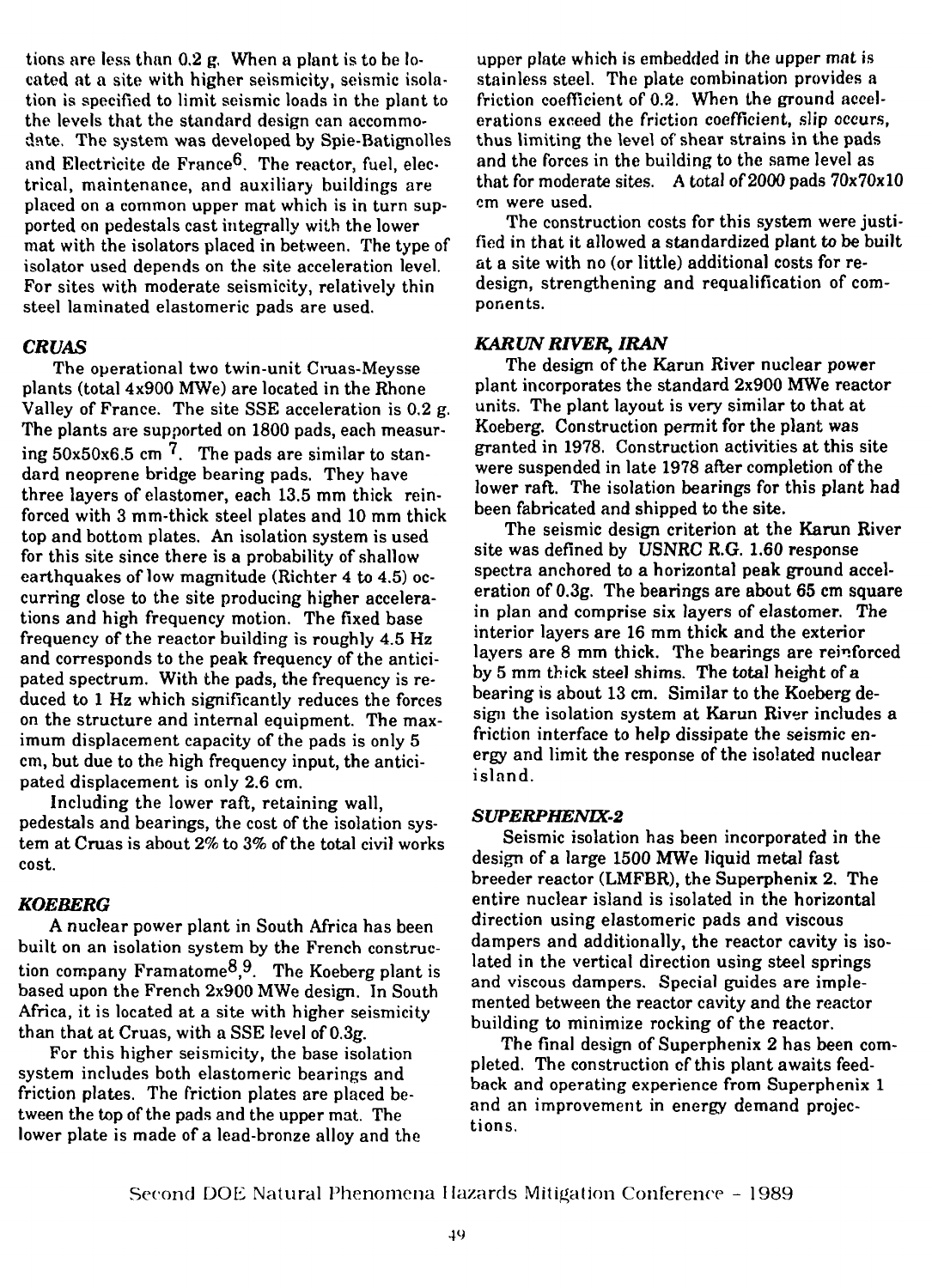tions are less than 0.2 g. When a plant is to be located at a site with higher seismicity, seismic isolation is specified to limit seismic loads in the plant to the levels that the standard design can accommodate. The system was developed by Spie-Batignolles and Electricite de France[6]. The reactor, fuel, electrical, maintenance, and auxiliary buildings are placed on a common upper mat which is in turn supported on pedestals cast integrally with the lower mat with the isolators placed in between. The type of isolator used depends on the site acceleration level. For sites with moderate seismicity, relatively thin steel laminated elastomeric pads are used.

### *CRUAS*

The operational two twin-unit Cruas-Meysse plants (total 4x900 MWe) are located in the Rhone Valley of France. The site SSE acceleration is 0.2 g. The plants are supported on 1800 pads, each measuring 50x50x6.5 cm [7]. The pads are similar to standard neoprene bridge bearing pads. They have three layers of elastomer, each 13.5 mm thick reinforced with 3 mm-thick steel plates and 10 mm thick top and bottom plates. An isolation system is used for this site since there is a probability of shallow earthquakes of low magnitude (Richter 4 to 4.5) occurring close to the site producing higher accelerations and high frequency motion. The fixed base frequency of the reactor building is roughly 4.5 Hz and corresponds to the peak frequency of the anticipated spectrum. With the pads, the frequency is reduced to 1 Hz which significantly reduces the forces on the structure and internal equipment. The maximum displacement capacity of the pads is only 5 cm, but due to the high frequency input, the anticipated displacement is only 2.6 cm.

Including the lower raft, retaining wall, pedestals and bearings, the cost of the isolation system at Cruas is about 2% to 3% of the total civil works cost.

### *KOEBERG*

A nuclear power plant in South Africa has been built on an isolation system by the French construction company Framatome[8,9]. The Koeberg plant is based upon the French 2x900 MWe design. In South Africa, it is located at a site with higher seismicity than that at Cruas, with a SSE level of 0.3g.

For this higher seismicity, the base isolation system includes both elastomeric bearings and friction plates. The friction plates are placed between the top of the pads and the upper mat. The lower plate is made of a lead-bronze alloy and the upper plate which is embedded in the upper mat is stainless steel. The plate combination provides a friction coefficient of 0.2. When the ground accelerations exceed the friction coefficient, slip occurs, thus limiting the level of shear strains in the pads and the forces in the building to the same level as that for moderate sites. A total of 2000 pads 70x70x10 cm were used.

The construction costs for this system were justified in that it allowed a standardized plant to be built at a site with no (or little) additional costs for redesign, strengthening and requalification of components.

### *KARUN RIVER, IRAN*

The design of the Karun River nuclear power plant incorporates the standard 2x900 MWe reactor units. The plant layout is very similar to that at Koeberg. Construction permit for the plant was granted in 1978. Construction activities at this site were suspended in late 1978 after completion of the lower raft. The isolation bearings for this plant had been fabricated and shipped to the site.

The seismic design criterion at the Karun River site was defined by USNRC R.G. 1.60 response spectra anchored to a horizontal peak ground acceleration of 0.3g. The bearings are about 65 cm square in plan and comprise six layers of elastomer. The interior layers are 16 mm thick and the exterior layers are 8 mm thick. The bearings are reinforced by 5 mm thick steel shims. The total height of a bearing is about 13 cm. Similar to the Koeberg design the isolation system at Karun River includes a friction interface to help dissipate the seismic energy and limit the response of the isolated nuclear island.

### *SUPERPHENIX-2*

Seismic isolation has been incorporated in the design of a large 1500 MWe liquid metal fast breeder reactor (LMFBR), the Superphenix 2. The entire nuclear island is isolated in the horizontal direction using elastomeric pads and viscous dampers and additionally, the reactor cavity is isolated in the vertical direction using steel springs and viscous dampers. Special guides are implemented between the reactor cavity and the reactor building to minimize rocking of the reactor.

The final design of Superphenix 2 has been completed. The construction of this plant awaits feedback and operating experience from Superphenix 1 and an improvement in energy demand projections.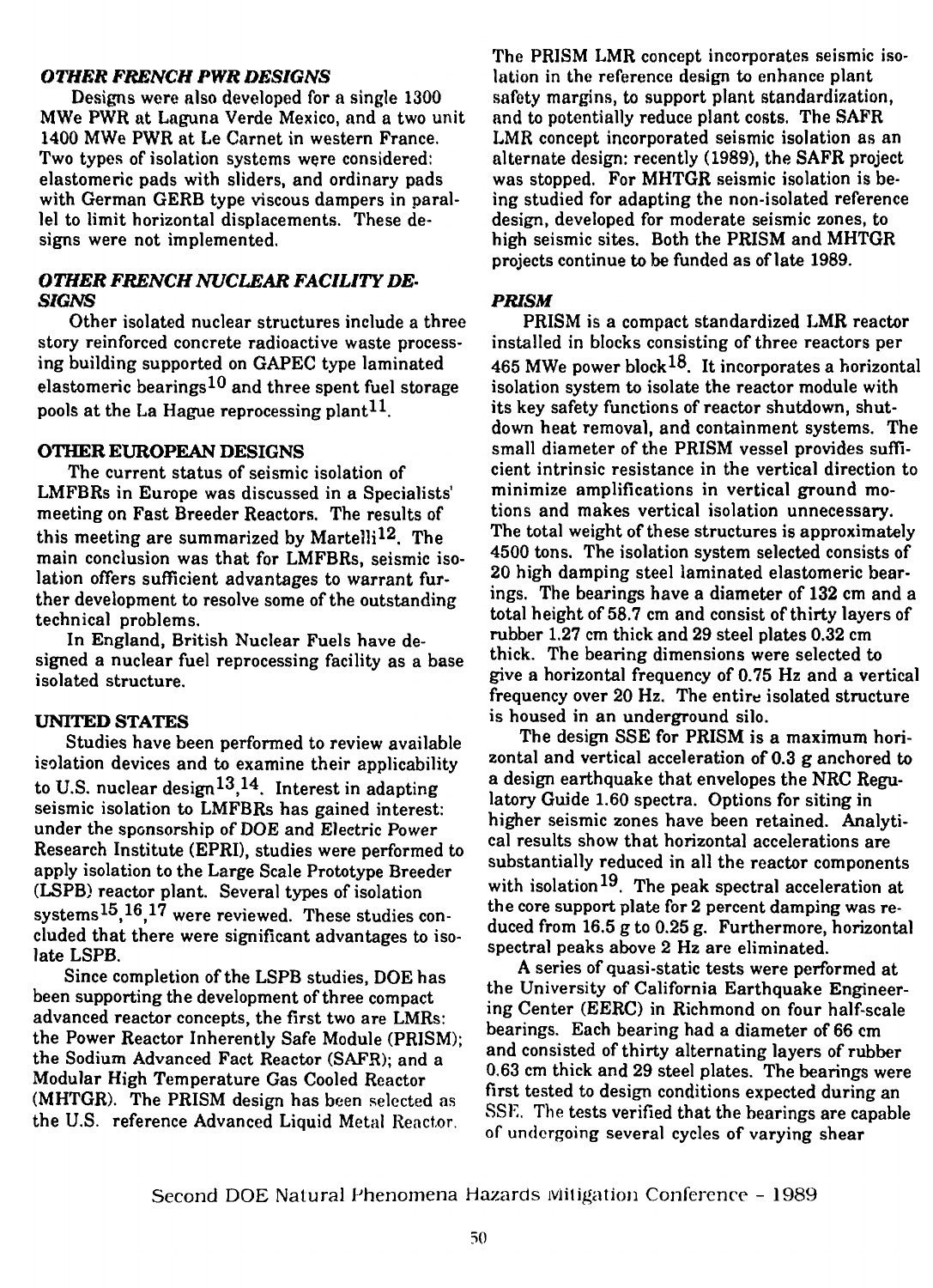### *OTHER FRENCH PWR DESIGNS*

Designs were also developed for a single 1300 MWe PWR at Laguna Verde Mexico, and a two unit 1400 MWe PWR at Le Carnet in western France. Two types of isolation systems were considered: elastomeric pads with sliders, and ordinary pads with German GERB type viscous dampers in parallel to limit horizontal displacements. These designs were not implemented.

### *OTHER FRENCH NUCLEAR FACILITY DESIGNS*

Other isolated nuclear structures include a three story reinforced concrete radioactive waste processing building supported on GAPEC type laminated elastomeric bearings[10] and three spent fuel storage pools at the La Hague reprocessing plant[11].

### OTHER EUROPEAN DESIGNS

The current status of seismic isolation of LMFBRs in Europe was discussed in a Specialists' meeting on Fast Breeder Reactors. The results of this meeting are summarized by Martelli[12]. The main conclusion was that for LMFBRs, seismic isolation offers sufficient advantages to warrant further development to resolve some of the outstanding technical problems.

In England, British Nuclear Fuels have designed a nuclear fuel reprocessing facility as a base isolated structure.

### UNITED STATES

Studies have been performed to review available isolation devices and to examine their applicability to U.S. nuclear design[13,14]. Interest in adapting seismic isolation to LMFBRs has gained interest: under the sponsorship of DOE and Electric Power Research Institute (EPRI), studies were performed to apply isolation to the Large Scale Prototype Breeder (LSPB) reactor plant. Several types of isolation systems[15,16,17] were reviewed. These studies concluded that there were significant advantages to isolate LSPB.

Since completion of the LSPB studies, DOE has been supporting the development of three compact advanced reactor concepts, the first two are LMRs: the Power Reactor Inherently Safe Module (PRISM); the Sodium Advanced Fact Reactor (SAFR); and a Modular High Temperature Gas Cooled Reactor (MHTGR). The PRISM design has been selected as the U.S. reference Advanced Liquid Metal Reactor. The PRISM LMR concept incorporates seismic isolation in the reference design to enhance plant safety margins, to support plant standardization, and to potentially reduce plant costs. The SAFR LMR concept incorporated seismic isolation as an alternate design: recently (1989), the SAFR project was stopped. For MHTGR seismic isolation is being studied for adapting the non-isolated reference design, developed for moderate seismic zones, to high seismic sites. Both the PRISM and MHTGR projects continue to be funded as of late 1989.

### *PRISM*

PRISM is a compact standardized LMR reactor installed in blocks consisting of three reactors per 465 MWe power block[18]. It incorporates a horizontal isolation system to isolate the reactor module with its key safety functions of reactor shutdown, shutdown heat removal, and containment systems. The small diameter of the PRISM vessel provides sufficient intrinsic resistance in the vertical direction to minimize amplifications in vertical ground motions and makes vertical isolation unnecessary. The total weight of these structures is approximately 4500 tons. The isolation system selected consists of 20 high damping steel laminated elastomeric bearings. The bearings have a diameter of 132 cm and a total height of 58.7 cm and consist of thirty layers of rubber 1.27 cm thick and 29 steel plates 0.32 cm thick. The bearing dimensions were selected to give a horizontal frequency of 0.75 Hz and a vertical frequency over 20 Hz. The entire isolated structure is housed in an underground silo.

The design SSE for PRISM is a maximum horizontal and vertical acceleration of 0.3 g anchored to a design earthquake that envelopes the NRC Regulatory Guide 1.60 spectra. Options for siting in higher seismic zones have been retained. Analytical results show that horizontal accelerations are substantially reduced in all the reactor components with isolation[19]. The peak spectral acceleration at the core support plate for 2 percent damping was reduced from 16.5 g to 0.25 g. Furthermore, horizontal spectral peaks above 2 Hz are eliminated.

A series of quasi-static tests were performed at the University of California Earthquake Engineering Center (EERC) in Richmond on four half-scale bearings. Each bearing had a diameter of 66 cm and consisted of thirty alternating layers of rubber 0.63 cm thick and 29 steel plates. The bearings were first tested to design conditions expected during an SSE. The tests verified that the bearings are capable of undergoing several cycles of varying shear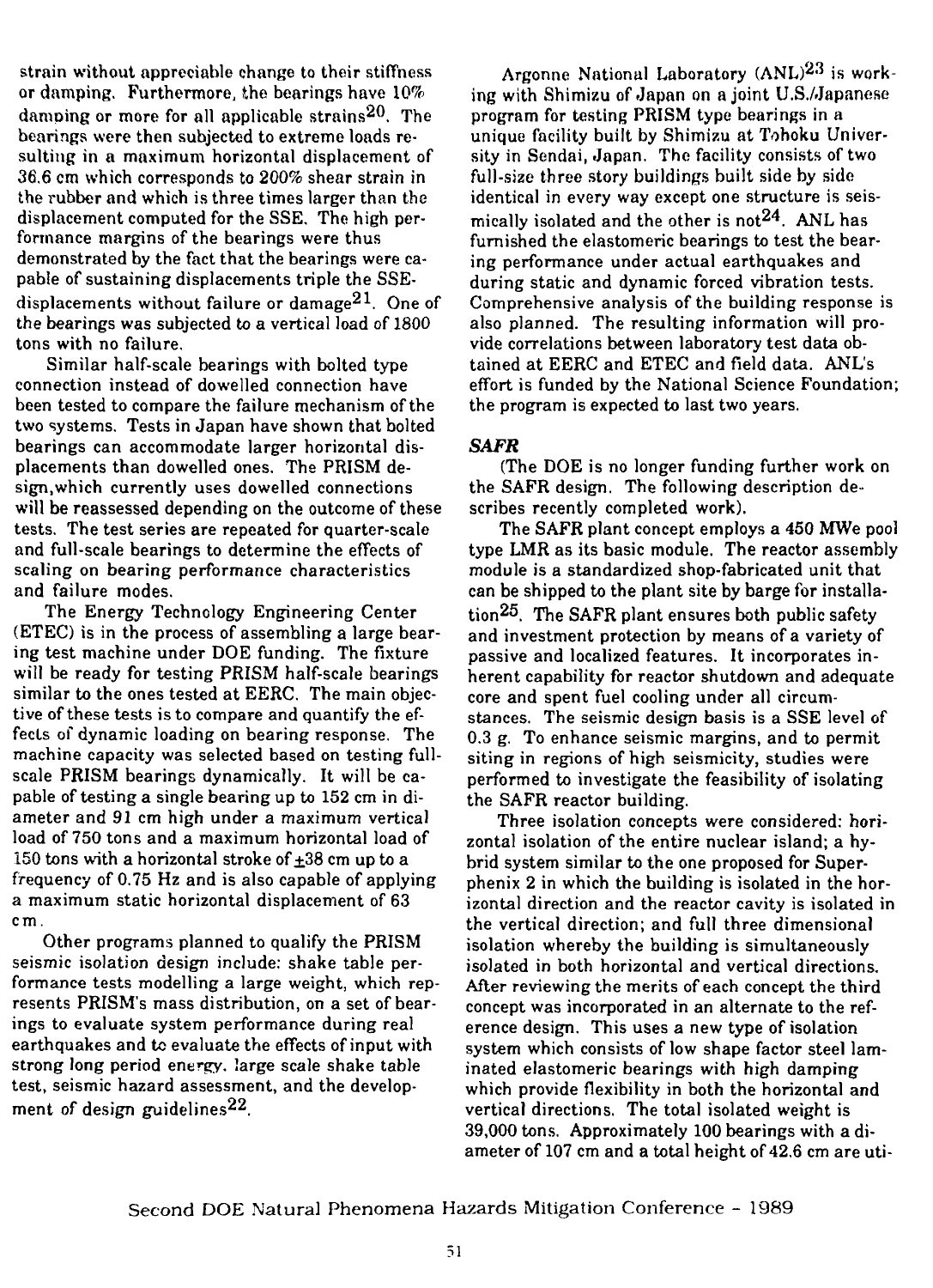strain without appreciable change to their stiffness or damping. Furthermore, the bearings have 10% damping or more for all applicable strains[20]. The bearings were then subjected to extreme loads resulting in a maximum horizontal displacement of 36.6 cm which corresponds to 200% shear strain in the rubber and which is three times larger than the displacement computed for the SSE. The high performance margins of the bearings were thus demonstrated by the fact that the bearings were capable of sustaining displacements triple the SSE-displacements without failure or damage[21]. One of the bearings was subjected to a vertical load of 1800 tons with no failure.

Similar half-scale bearings with bolted type connection instead of dowelled connection have been tested to compare the failure mechanism of the two systems. Tests in Japan have shown that bolted bearings can accommodate larger horizontal displacements than dowelled ones. The PRISM design, which currently uses dowelled connections will be reassessed depending on the outcome of these tests. The test series are repeated for quarter-scale and full-scale bearings to determine the effects of scaling on bearing performance characteristics and failure modes.

The Energy Technology Engineering Center (ETEC) is in the process of assembling a large bearing test machine under DOE funding. The fixture will be ready for testing PRISM half-scale bearings similar to the ones tested at EERC. The main objective of these tests is to compare and quantify the effects of dynamic loading on bearing response. The machine capacity was selected based on testing full-scale PRISM bearings dynamically. It will be capable of testing a single bearing up to 152 cm in diameter and 91 cm high under a maximum vertical load of 750 tons and a maximum horizontal load of 150 tons with a horizontal stroke of $\pm$38 cm up to a frequency of 0.75 Hz and is also capable of applying a maximum static horizontal displacement of 63 cm.

Other programs planned to qualify the PRISM seismic isolation design include: shake table performance tests modelling a large weight, which represents PRISM's mass distribution, on a set of bearings to evaluate system performance during real earthquakes and to evaluate the effects of input with strong long period energy, large scale shake table test, seismic hazard assessment, and the development of design guidelines[22].

Argonne National Laboratory (ANL)[23] is working with Shimizu of Japan on a joint U.S./Japanese program for testing PRISM type bearings in a unique facility built by Shimizu at Tohoku University in Sendai, Japan. The facility consists of two full-size three story buildings built side by side identical in every way except one structure is seismically isolated and the other is not[24]. ANL has furnished the elastomeric bearings to test the bearing performance under actual earthquakes and during static and dynamic forced vibration tests. Comprehensive analysis of the building response is also planned. The resulting information will provide correlations between laboratory test data obtained at EERC and ETEC and field data. ANL's effort is funded by the National Science Foundation; the program is expected to last two years.

### *SAFR*

(The DOE is no longer funding further work on the SAFR design. The following description describes recently completed work).

The SAFR plant concept employs a 450 MWe pool type LMR as its basic module. The reactor assembly module is a standardized shop-fabricated unit that can be shipped to the plant site by barge for installation[25]. The SAFR plant ensures both public safety and investment protection by means of a variety of passive and localized features. It incorporates inherent capability for reactor shutdown and adequate core and spent fuel cooling under all circumstances. The seismic design basis is a SSE level of 0.3 g. To enhance seismic margins, and to permit siting in regions of high seismicity, studies were performed to investigate the feasibility of isolating the SAFR reactor building.

Three isolation concepts were considered: horizontal isolation of the entire nuclear island; a hybrid system similar to the one proposed for Superphenix 2 in which the building is isolated in the horizontal direction and the reactor cavity is isolated in the vertical direction; and full three dimensional isolation whereby the building is simultaneously isolated in both horizontal and vertical directions. After reviewing the merits of each concept the third concept was incorporated in an alternate to the reference design. This uses a new type of isolation system which consists of low shape factor steel laminated elastomeric bearings with high damping which provide flexibility in both the horizontal and vertical directions. The total isolated weight is 39,000 tons. Approximately 100 bearings with a diameter of 107 cm and a total height of 42.6 cm are uti-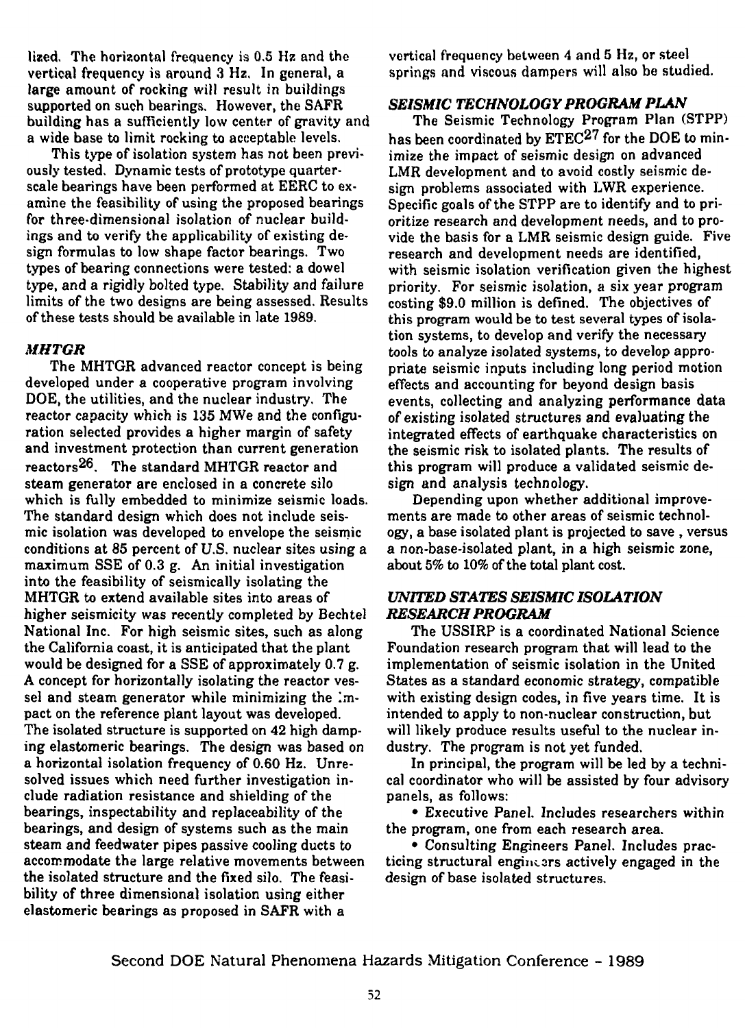lized. The horizontal frequency is 0.5 Hz and the vertical frequency is around 3 Hz. In general, a large amount of rocking will result in buildings supported on such bearings. However, the SAFR building has a sufficiently low center of gravity and a wide base to limit rocking to acceptable levels.

This type of isolation system has not been previously tested. Dynamic tests of prototype quarter-scale bearings have been performed at EERC to examine the feasibility of using the proposed bearings for three-dimensional isolation of nuclear buildings and to verify the applicability of existing design formulas to low shape factor bearings. Two types of bearing connections were tested: a dowel type, and a rigidly bolted type. Stability and failure limits of the two designs are being assessed. Results of these tests should be available in late 1989.

### *MHTGR*

The MHTGR advanced reactor concept is being developed under a cooperative program involving DOE, the utilities, and the nuclear industry. The reactor capacity which is 135 MWe and the configuration selected provides a higher margin of safety and investment protection than current generation reactors[26]. The standard MHTGR reactor and steam generator are enclosed in a concrete silo which is fully embedded to minimize seismic loads. The standard design which does not include seismic isolation was developed to envelope the seismic conditions at 85 percent of U.S. nuclear sites using a maximum SSE of 0.3 g. An initial investigation into the feasibility of seismically isolating the MHTGR to extend available sites into areas of higher seismicity was recently completed by Bechtel National Inc. For high seismic sites, such as along the California coast, it is anticipated that the plant would be designed for a SSE of approximately 0.7 g. A concept for horizontally isolating the reactor vessel and steam generator while minimizing the impact on the reference plant layout was developed. The isolated structure is supported on 42 high damping elastomeric bearings. The design was based on a horizontal isolation frequency of 0.60 Hz. Unresolved issues which need further investigation include radiation resistance and shielding of the bearings, inspectability and replaceability of the bearings, and design of systems such as the main steam and feedwater pipes passive cooling ducts to accommodate the large relative movements between the isolated structure and the fixed silo. The feasibility of three dimensional isolation using either elastomeric bearings as proposed in SAFR with a vertical frequency between 4 and 5 Hz, or steel springs and viscous dampers will also be studied.

### *SEISMIC TECHNOLOGY PROGRAM PLAN*

The Seismic Technology Program Plan (STPP) has been coordinated by ETEC[27] for the DOE to minimize the impact of seismic design on advanced LMR development and to avoid costly seismic design problems associated with LWR experience. Specific goals of the STPP are to identify and to prioritize research and development needs, and to provide the basis for a LMR seismic design guide. Five research and development needs are identified, with seismic isolation verification given the highest priority. For seismic isolation, a six year program costing $9.0 million is defined. The objectives of this program would be to test several types of isolation systems, to develop and verify the necessary tools to analyze isolated systems, to develop appropriate seismic inputs including long period motion effects and accounting for beyond design basis events, collecting and analyzing performance data of existing isolated structures and evaluating the integrated effects of earthquake characteristics on the seismic risk to isolated plants. The results of this program will produce a validated seismic design and analysis technology.

Depending upon whether additional improvements are made to other areas of seismic technology, a base isolated plant is projected to save , versus a non-base-isolated plant, in a high seismic zone, about 5% to 10% of the total plant cost.

### *UNITED STATES SEISMIC ISOLATION RESEARCH PROGRAM*

The USSIRP is a coordinated National Science Foundation research program that will lead to the implementation of seismic isolation in the United States as a standard economic strategy, compatible with existing design codes, in five years time. It is intended to apply to non-nuclear construction, but will likely produce results useful to the nuclear industry. The program is not yet funded.

In principal, the program will be led by a technical coordinator who will be assisted by four advisory panels, as follows:

- Executive Panel. Includes researchers within the program, one from each research area.
- Consulting Engineers Panel. Includes practicing structural engineers actively engaged in the design of base isolated structures.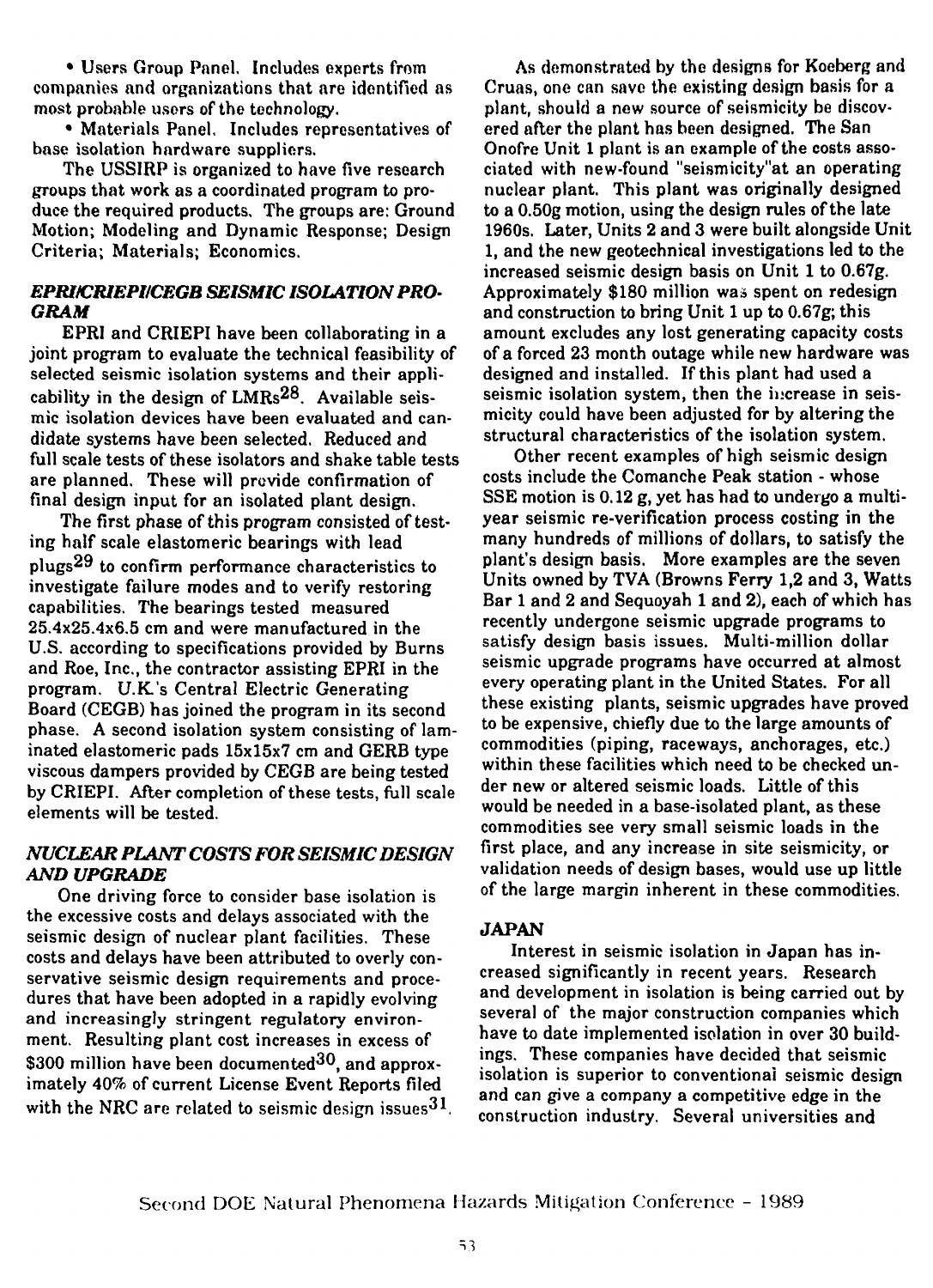• Users Group Panel. Includes experts from companies and organizations that are identified as most probable users of the technology.

• Materials Panel. Includes representatives of base isolation hardware suppliers.

The USSIRP is organized to have five research groups that work as a coordinated program to produce the required products. The groups are: Ground Motion; Modeling and Dynamic Response; Design Criteria; Materials; Economics.

### *EPRI/CRIEPI/CEGB SEISMIC ISOLATION PROGRAM*

EPRI and CRIEPI have been collaborating in a joint program to evaluate the technical feasibility of selected seismic isolation systems and their applicability in the design of LMRs[28]. Available seismic isolation devices have been evaluated and candidate systems have been selected. Reduced and full scale tests of these isolators and shake table tests are planned. These will provide confirmation of final design input for an isolated plant design.

The first phase of this program consisted of testing half scale elastomeric bearings with lead plugs[29] to confirm performance characteristics to investigate failure modes and to verify restoring capabilities. The bearings tested measured 25.4x25.4x6.5 cm and were manufactured in the U.S. according to specifications provided by Burns and Roe, Inc., the contractor assisting EPRI in the program. U.K.'s Central Electric Generating Board (CEGB) has joined the program in its second phase. A second isolation system consisting of laminated elastomeric pads 15x15x7 cm and GERB type viscous dampers provided by CEGB are being tested by CRIEPI. After completion of these tests, full scale elements will be tested.

### *NUCLEAR PLANT COSTS FOR SEISMIC DESIGN AND UPGRADE*

One driving force to consider base isolation is the excessive costs and delays associated with the seismic design of nuclear plant facilities. These costs and delays have been attributed to overly conservative seismic design requirements and procedures that have been adopted in a rapidly evolving and increasingly stringent regulatory environment. Resulting plant cost increases in excess of \$300 million have been documented[30], and approximately 40% of current License Event Reports filed with the NRC are related to seismic design issues[31].

As demonstrated by the designs for Koeberg and Cruas, one can save the existing design basis for a plant, should a new source of seismicity be discovered after the plant has been designed. The San Onofre Unit 1 plant is an example of the costs associated with new-found "seismicity"at an operating nuclear plant. This plant was originally designed to a 0.50g motion, using the design rules of the late 1960s. Later, Units 2 and 3 were built alongside Unit 1, and the new geotechnical investigations led to the increased seismic design basis on Unit 1 to 0.67g. Approximately \$180 million was spent on redesign and construction to bring Unit 1 up to 0.67g; this amount excludes any lost generating capacity costs of a forced 23 month outage while new hardware was designed and installed. If this plant had used a seismic isolation system, then the increase in seismicity could have been adjusted for by altering the structural characteristics of the isolation system.

Other recent examples of high seismic design costs include the Comanche Peak station - whose SSE motion is 0.12 g, yet has had to undergo a multi-year seismic re-verification process costing in the many hundreds of millions of dollars, to satisfy the plant's design basis. More examples are the seven Units owned by TVA (Browns Ferry 1,2 and 3, Watts Bar 1 and 2 and Sequoyah 1 and 2), each of which has recently undergone seismic upgrade programs to satisfy design basis issues. Multi-million dollar seismic upgrade programs have occurred at almost every operating plant in the United States. For all these existing plants, seismic upgrades have proved to be expensive, chiefly due to the large amounts of commodities (piping, raceways, anchorages, etc.) within these facilities which need to be checked under new or altered seismic loads. Little of this would be needed in a base-isolated plant, as these commodities see very small seismic loads in the first place, and any increase in site seismicity, or validation needs of design bases, would use up little of the large margin inherent in these commodities.

### JAPAN

Interest in seismic isolation in Japan has increased significantly in recent years. Research and development in isolation is being carried out by several of the major construction companies which have to date implemented isolation in over 30 buildings. These companies have decided that seismic isolation is superior to conventional seismic design and can give a company a competitive edge in the construction industry. Several universities and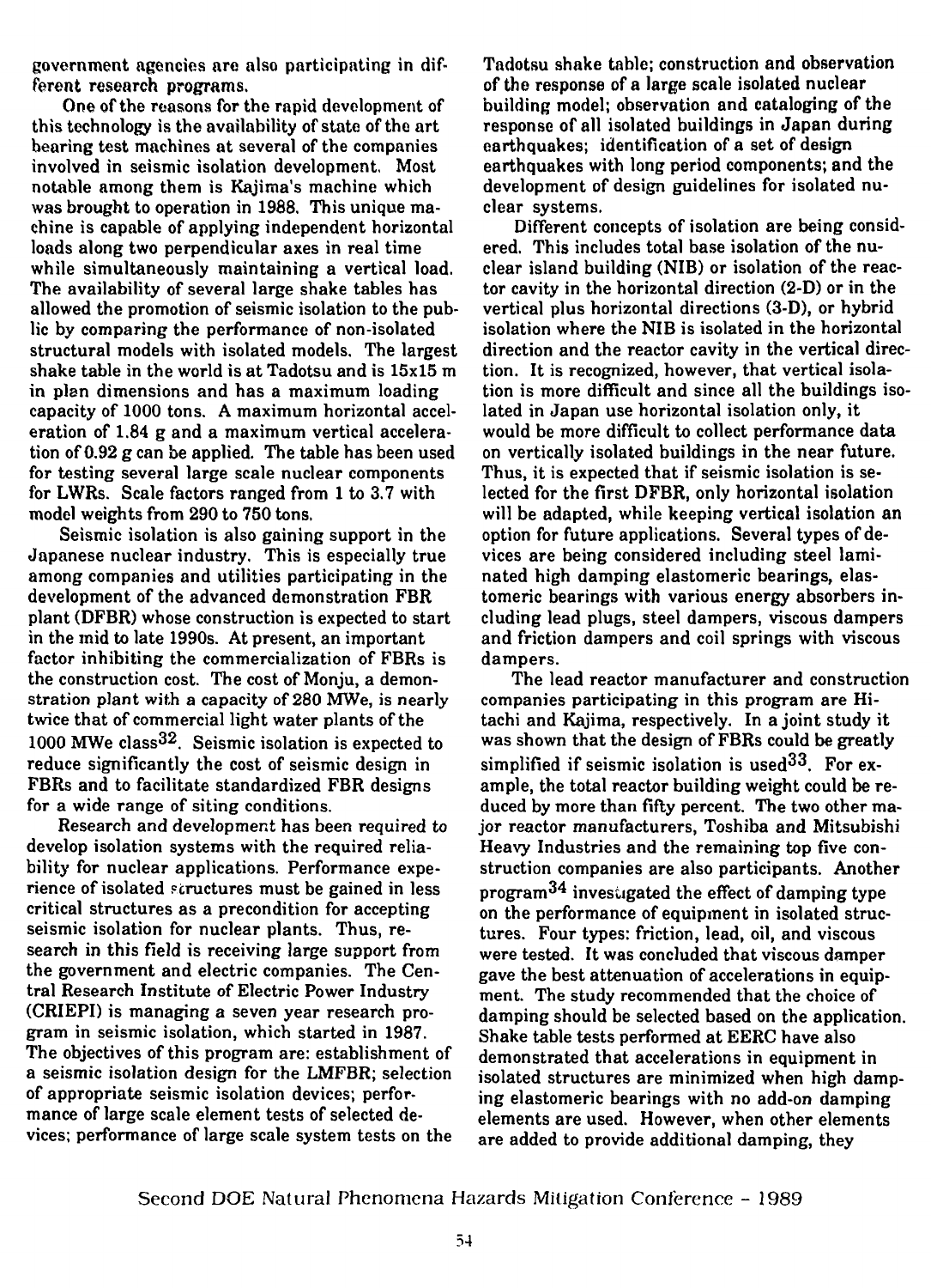government agencies are also participating in different research programs.

One of the reasons for the rapid development of this technology is the availability of state of the art bearing test machines at several of the companies involved in seismic isolation development. Most notable among them is Kajima's machine which was brought to operation in 1988. This unique machine is capable of applying independent horizontal loads along two perpendicular axes in real time while simultaneously maintaining a vertical load. The availability of several large shake tables has allowed the promotion of seismic isolation to the public by comparing the performance of non-isolated structural models with isolated models. The largest shake table in the world is at Tadotsu and is 15x15 m in plan dimensions and has a maximum loading capacity of 1000 tons. A maximum horizontal acceleration of 1.84 g and a maximum vertical acceleration of 0.92 g can be applied. The table has been used for testing several large scale nuclear components for LWRs. Scale factors ranged from 1 to 3.7 with model weights from 290 to 750 tons.

Seismic isolation is also gaining support in the Japanese nuclear industry. This is especially true among companies and utilities participating in the development of the advanced demonstration FBR plant (DFBR) whose construction is expected to start in the mid to late 1990s. At present, an important factor inhibiting the commercialization of FBRs is the construction cost. The cost of Monju, a demonstration plant with a capacity of 280 MWe, is nearly twice that of commercial light water plants of the 1000 MWe class[32]. Seismic isolation is expected to reduce significantly the cost of seismic design in FBRs and to facilitate standardized FBR designs for a wide range of siting conditions.

Research and development has been required to develop isolation systems with the required reliability for nuclear applications. Performance experience of isolated structures must be gained in less critical structures as a precondition for accepting seismic isolation for nuclear plants. Thus, research in this field is receiving large support from the government and electric companies. The Central Research Institute of Electric Power Industry (CRIEPI) is managing a seven year research program in seismic isolation, which started in 1987. The objectives of this program are: establishment of a seismic isolation design for the LMFBR; selection of appropriate seismic isolation devices; performance of large scale element tests of selected devices; performance of large scale system tests on the Tadotsu shake table; construction and observation of the response of a large scale isolated nuclear building model; observation and cataloging of the response of all isolated buildings in Japan during earthquakes; identification of a set of design earthquakes with long period components; and the development of design guidelines for isolated nuclear systems.

Different concepts of isolation are being considered. This includes total base isolation of the nuclear island building (NIB) or isolation of the reactor cavity in the horizontal direction (2-D) or in the vertical plus horizontal directions (3-D), or hybrid isolation where the NIB is isolated in the horizontal direction and the reactor cavity in the vertical direction. It is recognized, however, that vertical isolation is more difficult and since all the buildings isolated in Japan use horizontal isolation only, it would be more difficult to collect performance data on vertically isolated buildings in the near future. Thus, it is expected that if seismic isolation is selected for the first DFBR, only horizontal isolation will be adapted, while keeping vertical isolation an option for future applications. Several types of devices are being considered including steel laminated high damping elastomeric bearings, elastomeric bearings with various energy absorbers including lead plugs, steel dampers, viscous dampers and friction dampers and coil springs with viscous dampers.

The lead reactor manufacturer and construction companies participating in this program are Hitachi and Kajima, respectively. In a joint study it was shown that the design of FBRs could be greatly simplified if seismic isolation is used[33]. For example, the total reactor building weight could be reduced by more than fifty percent. The two other major reactor manufacturers, Toshiba and Mitsubishi Heavy Industries and the remaining top five construction companies are also participants. Another program[34] investigated the effect of damping type on the performance of equipment in isolated structures. Four types: friction, lead, oil, and viscous were tested. It was concluded that viscous damper gave the best attenuation of accelerations in equipment. The study recommended that the choice of damping should be selected based on the application. Shake table tests performed at EERC have also demonstrated that accelerations in equipment in isolated structures are minimized when high damping elastomeric bearings with no add-on damping elements are used. However, when other elements are added to provide additional damping, they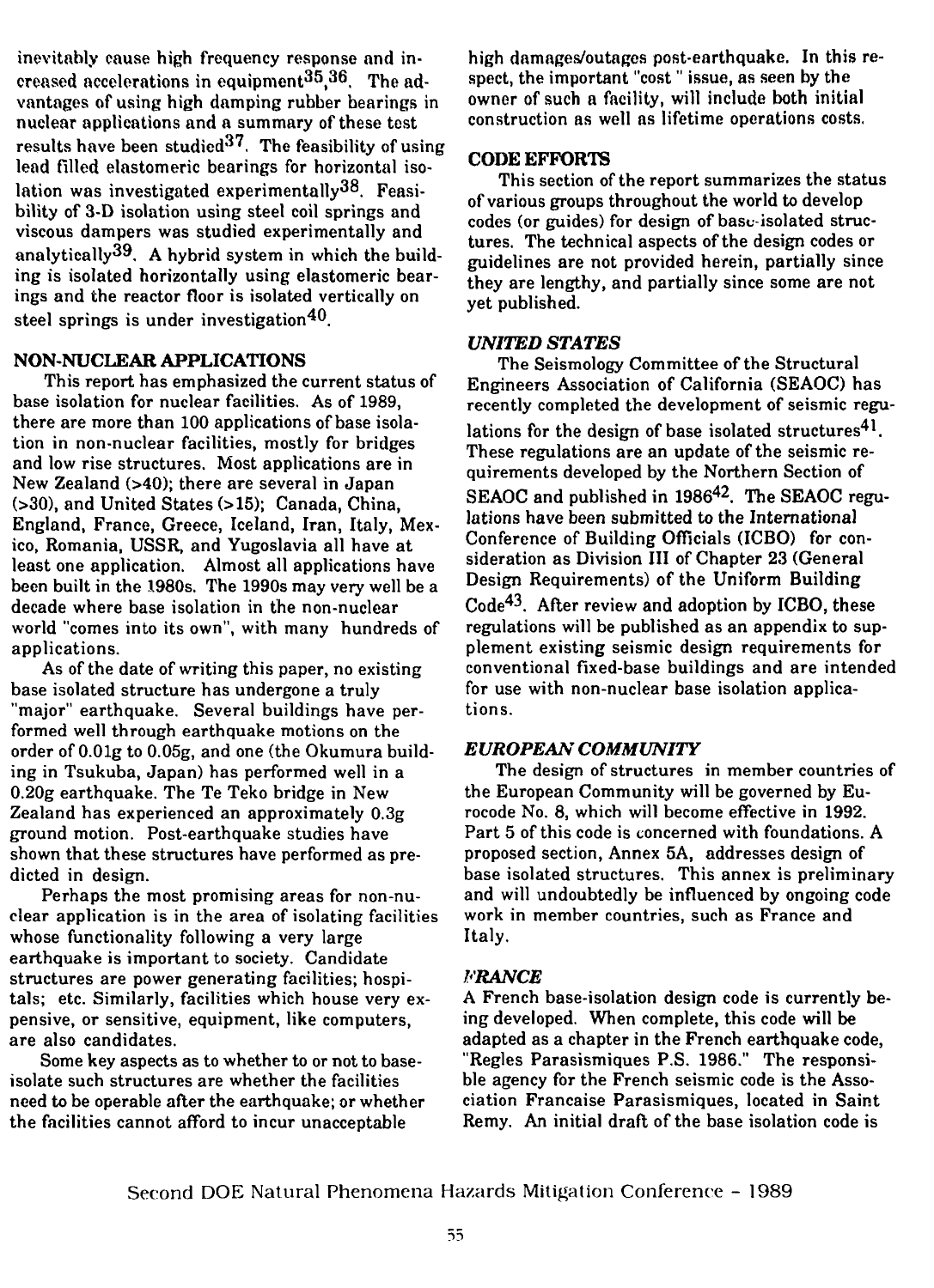inevitably cause high frequency response and increased accelerations in equipment[35,36]. The advantages of using high damping rubber bearings in nuclear applications and a summary of these test results have been studied[37]. The feasibility of using lead filled elastomeric bearings for horizontal isolation was investigated experimentally[38]. Feasibility of 3-D isolation using steel coil springs and viscous dampers was studied experimentally and analytically[39]. A hybrid system in which the building is isolated horizontally using elastomeric bearings and the reactor floor is isolated vertically on steel springs is under investigation[40].

## NON-NUCLEAR APPLICATIONS

This report has emphasized the current status of base isolation for nuclear facilities. As of 1989, there are more than 100 applications of base isolation in non-nuclear facilities, mostly for bridges and low rise structures. Most applications are in New Zealand (>40); there are several in Japan (>30), and United States (>15); Canada, China, England, France, Greece, Iceland, Iran, Italy, Mexico, Romania, USSR, and Yugoslavia all have at least one application. Almost all applications have been built in the 1980s. The 1990s may very well be a decade where base isolation in the non-nuclear world "comes into its own", with many hundreds of applications.

As of the date of writing this paper, no existing base isolated structure has undergone a truly "major" earthquake. Several buildings have performed well through earthquake motions on the order of 0.01g to 0.05g, and one (the Okumura building in Tsukuba, Japan) has performed well in a 0.20g earthquake. The Te Teko bridge in New Zealand has experienced an approximately 0.3g ground motion. Post-earthquake studies have shown that these structures have performed as predicted in design.

Perhaps the most promising areas for non-nuclear application is in the area of isolating facilities whose functionality following a very large earthquake is important to society. Candidate structures are power generating facilities; hospitals; etc. Similarly, facilities which house very expensive, or sensitive, equipment, like computers, are also candidates.

Some key aspects as to whether to or not to base-isolate such structures are whether the facilities need to be operable after the earthquake; or whether the facilities cannot afford to incur unacceptable high damages/outages post-earthquake. In this respect, the important "cost " issue, as seen by the owner of such a facility, will include both initial construction as well as lifetime operations costs.

## CODE EFFORTS

This section of the report summarizes the status of various groups throughout the world to develop codes (or guides) for design of base-isolated structures. The technical aspects of the design codes or guidelines are not provided herein, partially since they are lengthy, and partially since some are not yet published.

### *UNITED STATES*

The Seismology Committee of the Structural Engineers Association of California (SEAOC) has recently completed the development of seismic regulations for the design of base isolated structures[41]. These regulations are an update of the seismic requirements developed by the Northern Section of SEAOC and published in 1986[42]. The SEAOC regulations have been submitted to the International Conference of Building Officials (ICBO) for consideration as Division III of Chapter 23 (General Design Requirements) of the Uniform Building Code[43]. After review and adoption by ICBO, these regulations will be published as an appendix to supplement existing seismic design requirements for conventional fixed-base buildings and are intended for use with non-nuclear base isolation applications.

### *EUROPEAN COMMUNITY*

The design of structures in member countries of the European Community will be governed by Eurocode No. 8, which will become effective in 1992. Part 5 of this code is concerned with foundations. A proposed section, Annex 5A, addresses design of base isolated structures. This annex is preliminary and will undoubtedly be influenced by ongoing code work in member countries, such as France and Italy.

### *FRANCE*

A French base-isolation design code is currently being developed. When complete, this code will be adapted as a chapter in the French earthquake code, "Regles Parasismiques P.S. 1986." The responsible agency for the French seismic code is the Association Francaise Parasismiques, located in Saint Remy. An initial draft of the base isolation code is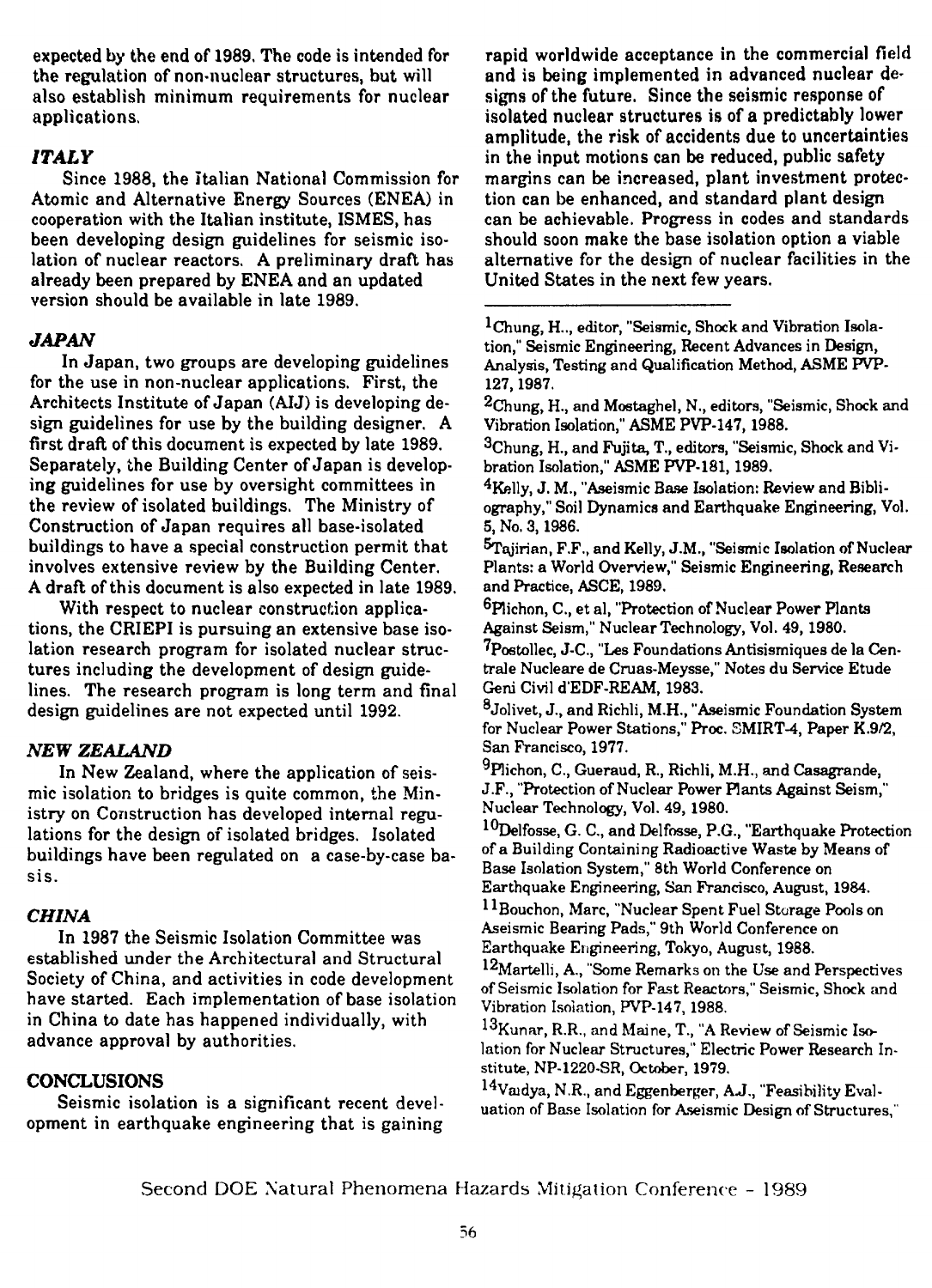expected by the end of 1989. The code is intended for the regulation of non-nuclear structures, but will also establish minimum requirements for nuclear applications.

### *ITALY*

Since 1988, the Italian National Commission for Atomic and Alternative Energy Sources (ENEA) in cooperation with the Italian institute, ISMES, has been developing design guidelines for seismic isolation of nuclear reactors. A preliminary draft has already been prepared by ENEA and an updated version should be available in late 1989.

### *JAPAN*

In Japan, two groups are developing guidelines for the use in non-nuclear applications. First, the Architects Institute of Japan (AIJ) is developing design guidelines for use by the building designer. A first draft of this document is expected by late 1989. Separately, the Building Center of Japan is developing guidelines for use by oversight committees in the review of isolated buildings. The Ministry of Construction of Japan requires all base-isolated buildings to have a special construction permit that involves extensive review by the Building Center. A draft of this document is also expected in late 1989.

With respect to nuclear construction applications, the CRIEPI is pursuing an extensive base isolation research program for isolated nuclear structures including the development of design guidelines. The research program is long term and final design guidelines are not expected until 1992.

### *NEW ZEALAND*

In New Zealand, where the application of seismic isolation to bridges is quite common, the Ministry on Construction has developed internal regulations for the design of isolated bridges. Isolated buildings have been regulated on a case-by-case basis.

### *CHINA*

In 1987 the Seismic Isolation Committee was established under the Architectural and Structural Society of China, and activities in code development have started. Each implementation of base isolation in China to date has happened individually, with advance approval by authorities.

## CONCLUSIONS

Seismic isolation is a significant recent development in earthquake engineering that is gaining rapid worldwide acceptance in the commercial field and is being implemented in advanced nuclear designs of the future. Since the seismic response of isolated nuclear structures is of a predictably lower amplitude, the risk of accidents due to uncertainties in the input motions can be reduced, public safety margins can be increased, plant investment protection can be enhanced, and standard plant design can be achievable. Progress in codes and standards should soon make the base isolation option a viable alternative for the design of nuclear facilities in the United States in the next few years.

---

[1] Chung, H.., editor, "Seismic, Shock and Vibration Isolation," Seismic Engineering, Recent Advances in Design, Analysis, Testing and Qualification Method, ASME PVP-127, 1987.

[2] Chung, H., and Mostaghel, N., editors, "Seismic, Shock and Vibration Isolation," ASME PVP-147, 1988.

[3] Chung, H., and Fujita, T., editors, "Seismic, Shock and Vibration Isolation," ASME PVP-181, 1989.

[4] Kelly, J. M., "Aseismic Base Isolation: Review and Bibliography," Soil Dynamics and Earthquake Engineering, Vol. 5, No. 3, 1986.

[5] Tajirian, F.F., and Kelly, J.M., "Seismic Isolation of Nuclear Plants: a World Overview," Seismic Engineering, Research and Practice, ASCE, 1989.

[6] Plichon, C., et al, "Protection of Nuclear Power Plants Against Seism," Nuclear Technology, Vol. 49, 1980.

[7] Postollec, J-C., "Les Foundations Antisismiques de la Centrale Nucleare de Cruas-Meysse," Notes du Service Etude Geni Civil d'EDF-REAM, 1983.

[8] Jolivet, J., and Richli, M.H., "Aseismic Foundation System for Nuclear Power Stations," Proc. SMIRT-4, Paper K.9/2, San Francisco, 1977.

[9] Plichon, C., Gueraud, R., Richli, M.H., and Casagrande, J.F., "Protection of Nuclear Power Plants Against Seism," Nuclear Technology, Vol. 49, 1980.

[10] Delfosse, G. C., and Delfosse, P.G., "Earthquake Protection of a Building Containing Radioactive Waste by Means of Base Isolation System," 8th World Conference on Earthquake Engineering, San Francisco, August, 1984.

[11] Bouchon, Marc, "Nuclear Spent Fuel Storage Pools on Aseismic Bearing Pads," 9th World Conference on Earthquake Engineering, Tokyo, August, 1988.

[12] Martelli, A., "Some Remarks on the Use and Perspectives of Seismic Isolation for Fast Reactors," Seismic, Shock and Vibration Isolation, PVP-147, 1988.

[13] Kunar, R.R., and Maine, T., "A Review of Seismic Isolation for Nuclear Structures," Electric Power Research Institute, NP-1220-SR, October, 1979.

[14] Vaidya, N.R., and Eggenberger, A.J., "Feasibility Evaluation of Base Isolation for Aseismic Design of Structures,"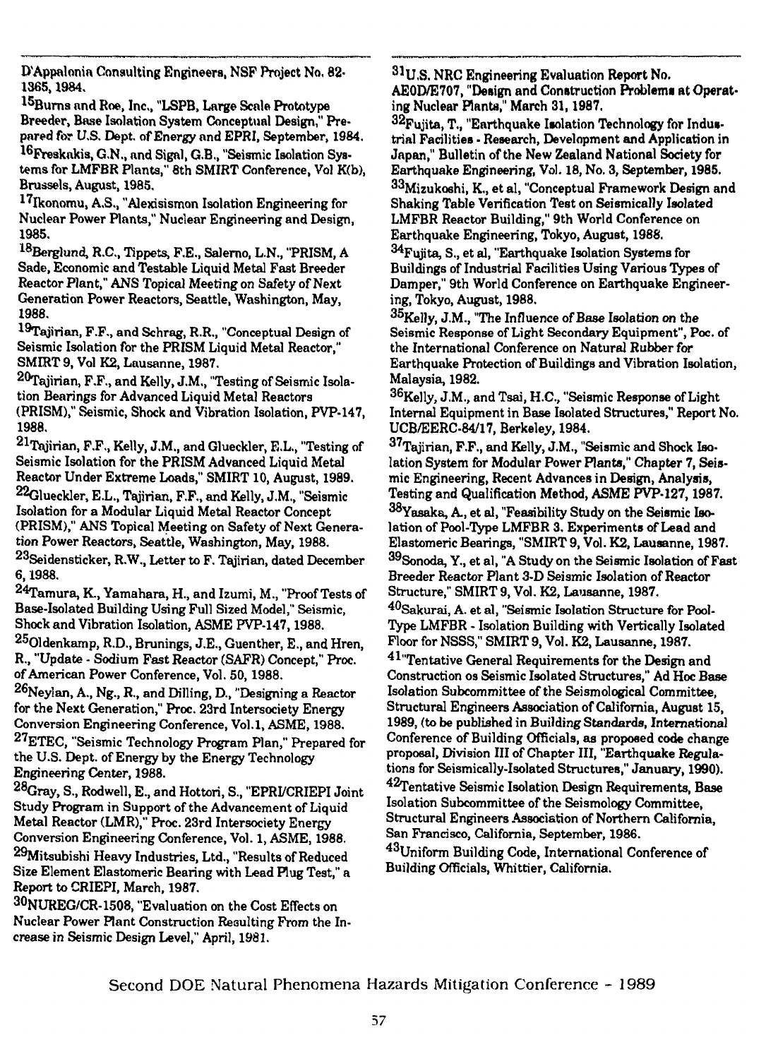D'Appalonia Consulting Engineers, NSF Project No. 82-1365, 1984.

[15]Burns and Roe, Inc., "LSPB, Large Scale Prototype Breeder, Base Isolation System Conceptual Design," Prepared for U.S. Dept. of Energy and EPRI, September, 1984.

[16]Freskakis, G.N., and Sigal, G.B., "Seismic Isolation Systems for LMFBR Plants," 8th SMIRT Conference, Vol K(b), Brussels, August, 1985.

[17]Ikonomu, A.S., "Alexisismon Isolation Engineering for Nuclear Power Plants," Nuclear Engineering and Design, 1985.

[18]Berglund, R.C., Tippets, F.E., Salerno, L.N., "PRISM, A Sade, Economic and Testable Liquid Metal Fast Breeder Reactor Plant," ANS Topical Meeting on Safety of Next Generation Power Reactors, Seattle, Washington, May, 1988.

[19]Tajirian, F.F., and Schrag, R.R., "Conceptual Design of Seismic Isolation for the PRISM Liquid Metal Reactor," SMIRT 9, Vol K2, Lausanne, 1987.

[20]Tajirian, F.F., and Kelly, J.M., "Testing of Seismic Isolation Bearings for Advanced Liquid Metal Reactors (PRISM)," Seismic, Shock and Vibration Isolation, PVP-147, 1988.

[21]Tajirian, F.F., Kelly, J.M., and Glueckler, E.L., "Testing of Seismic Isolation for the PRISM Advanced Liquid Metal Reactor Under Extreme Loads," SMIRT 10, August, 1989.

[22]Glueckler, E.L., Tajirian, F.F., and Kelly, J.M., "Seismic Isolation for a Modular Liquid Metal Reactor Concept (PRISM)," ANS Topical Meeting on Safety of Next Generation Power Reactors, Seattle, Washington, May, 1988.

[23]Seidensticker, R.W., Letter to F. Tajirian, dated December 6, 1988.

[24]Tamura, K., Yamahara, H., and Izumi, M., "Proof Tests of Base-Isolated Building Using Full Sized Model," Seismic, Shock and Vibration Isolation, ASME PVP-147, 1988.

[25]Oldenkamp, R.D., Brunings, J.E., Guenther, E., and Hren, R., "Update - Sodium Fast Reactor (SAFR) Concept," Proc. of American Power Conference, Vol. 50, 1988.

[26]Neylan, A., Ng., R., and Dilling, D., "Designing a Reactor for the Next Generation," Proc. 23rd Intersociety Energy Conversion Engineering Conference, Vol.1, ASME, 1988.

[27]ETEC, "Seismic Technology Program Plan," Prepared for the U.S. Dept. of Energy by the Energy Technology Engineering Center, 1988.

[28]Gray, S., Rodwell, E., and Hottori, S., "EPRI/CRIEPI Joint Study Program in Support of the Advancement of Liquid Metal Reactor (LMR)," Proc. 23rd Intersociety Energy Conversion Engineering Conference, Vol. 1, ASME, 1988.

[29]Mitsubishi Heavy Industries, Ltd., "Results of Reduced Size Element Elastomeric Bearing with Lead Plug Test," a Report to CRIEPI, March, 1987.

[30]NUREG/CR-1508, "Evaluation on the Cost Effects on Nuclear Power Plant Construction Resulting From the Increase in Seismic Design Level," April, 1981.

[31]U.S. NRC Engineering Evaluation Report No. AEOD/E707, "Design and Construction Problems at Operating Nuclear Plants," March 31, 1987.

[32]Fujita, T., "Earthquake Isolation Technology for Industrial Facilities - Research, Development and Application in Japan," Bulletin of the New Zealand National Society for Earthquake Engineering, Vol. 18, No. 3, September, 1985.

[33]Mizukoshi, K., et al, "Conceptual Framework Design and Shaking Table Verification Test on Seismically Isolated LMFBR Reactor Building," 9th World Conference on Earthquake Engineering, Tokyo, August, 1988.

[34]Fujita, S., et al, "Earthquake Isolation Systems for Buildings of Industrial Facilities Using Various Types of Damper," 9th World Conference on Earthquake Engineering, Tokyo, August, 1988.

[35]Kelly, J.M., "The Influence of Base Isolation on the Seismic Response of Light Secondary Equipment", Poc. of the International Conference on Natural Rubber for Earthquake Protection of Buildings and Vibration Isolation, Malaysia, 1982.

[36]Kelly, J.M., and Tsai, H.C., "Seismic Response of Light Internal Equipment in Base Isolated Structures," Report No. UCB/EERC-84/17, Berkeley, 1984.

[37]Tajirian, F.F., and Kelly, J.M., "Seismic and Shock Isolation System for Modular Power Plants," Chapter 7, Seismic Engineering, Recent Advances in Design, Analysis, Testing and Qualification Method, ASME PVP-127, 1987.

[38]Yasaka, A., et al, "Feasibility Study on the Seismic Isolation of Pool-Type LMFBR 3. Experiments of Lead and Elastomeric Bearings, "SMIRT 9, Vol. K2, Lausanne, 1987.

[39]Sonoda, Y., et al, "A Study on the Seismic Isolation of Fast Breeder Reactor Plant 3-D Seismic Isolation of Reactor Structure," SMIRT 9, Vol. K2, Lausanne, 1987.

[40]Sakurai, A. et al, "Seismic Isolation Structure for Pool-Type LMFBR - Isolation Building with Vertically Isolated Floor for NSSS," SMIRT 9, Vol. K2, Lausanne, 1987.

[41]"Tentative General Requirements for the Design and Construction os Seismic Isolated Structures," Ad Hoc Base Isolation Subcommittee of the Seismological Committee, Structural Engineers Association of California, August 15, 1989, (to be published in Building Standards, International Conference of Building Officials, as proposed code change proposal, Division III of Chapter III, "Earthquake Regulations for Seismically-Isolated Structures," January, 1990).

[42]Tentative Seismic Isolation Design Requirements, Base Isolation Subcommittee of the Seismology Committee, Structural Engineers Association of Northern California, San Francisco, California, September, 1986.

[43]Uniform Building Code, International Conference of Building Officials, Whittier, California.